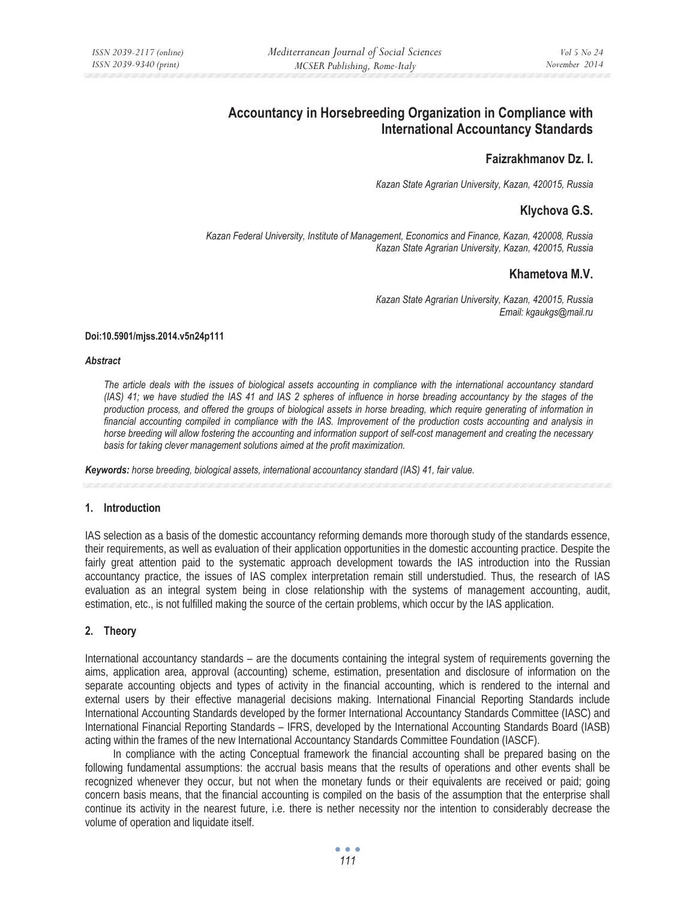# Accountancy in Horsebreeding Organization in Compliance with International Accountancy Standards

**Faizrakhmanov Dz. I.**

*Kazan State Agrarian University, Kazan, 420015, Russia*

**Klychova G.S.**

*Kazan Federal University, Institute of Management, Economics and Finance, Kazan, 420008, Russia*
*Kazan State Agrarian University, Kazan, 420015, Russia*

**Khametova M.V.**

*Kazan State Agrarian University, Kazan, 420015, Russia*
*Email: kgaukgs@mail.ru*

**Doi:10.5901/mjss.2014.v5n24p111**

***Abstract***

*The article deals with the issues of biological assets accounting in compliance with the international accountancy standard (IAS) 41; we have studied the IAS 41 and IAS 2 spheres of influence in horse breading accountancy by the stages of the production process, and offered the groups of biological assets in horse breeding, which require generating of information in financial accounting compiled in compliance with the IAS. Improvement of the production costs accounting and analysis in horse breeding will allow fostering the accounting and information support of self-cost management and creating the necessary basis for taking clever management solutions aimed at the profit maximization.*

***Keywords:*** *horse breeding, biological assets, international accountancy standard (IAS) 41, fair value.*

## 1. Introduction

IAS selection as a basis of the domestic accountancy reforming demands more thorough study of the standards essence, their requirements, as well as evaluation of their application opportunities in the domestic accounting practice. Despite the fairly great attention paid to the systematic approach development towards the IAS introduction into the Russian accountancy practice, the issues of IAS complex interpretation remain still understudied. Thus, the research of IAS evaluation as an integral system being in close relationship with the systems of management accounting, audit, estimation, etc., is not fulfilled making the source of the certain problems, which occur by the IAS application.

## 2. Theory

International accountancy standards – are the documents containing the integral system of requirements governing the aims, application area, approval (accounting) scheme, estimation, presentation and disclosure of information on the separate accounting objects and types of activity in the financial accounting, which is rendered to the internal and external users by their effective managerial decisions making. International Financial Reporting Standards include International Accounting Standards developed by the former International Accountancy Standards Committee (IASC) and International Financial Reporting Standards – IFRS, developed by the International Accounting Standards Board (IASB) acting within the frames of the new International Accountancy Standards Committee Foundation (IASCF).

In compliance with the acting Conceptual framework the financial accounting shall be prepared basing on the following fundamental assumptions: the accrual basis means that the results of operations and other events shall be recognized whenever they occur, but not when the monetary funds or their equivalents are received or paid; going concern basis means, that the financial accounting is compiled on the basis of the assumption that the enterprise shall continue its activity in the nearest future, i.e. there is nether necessity nor the intention to considerably decrease the volume of operation and liquidate itself.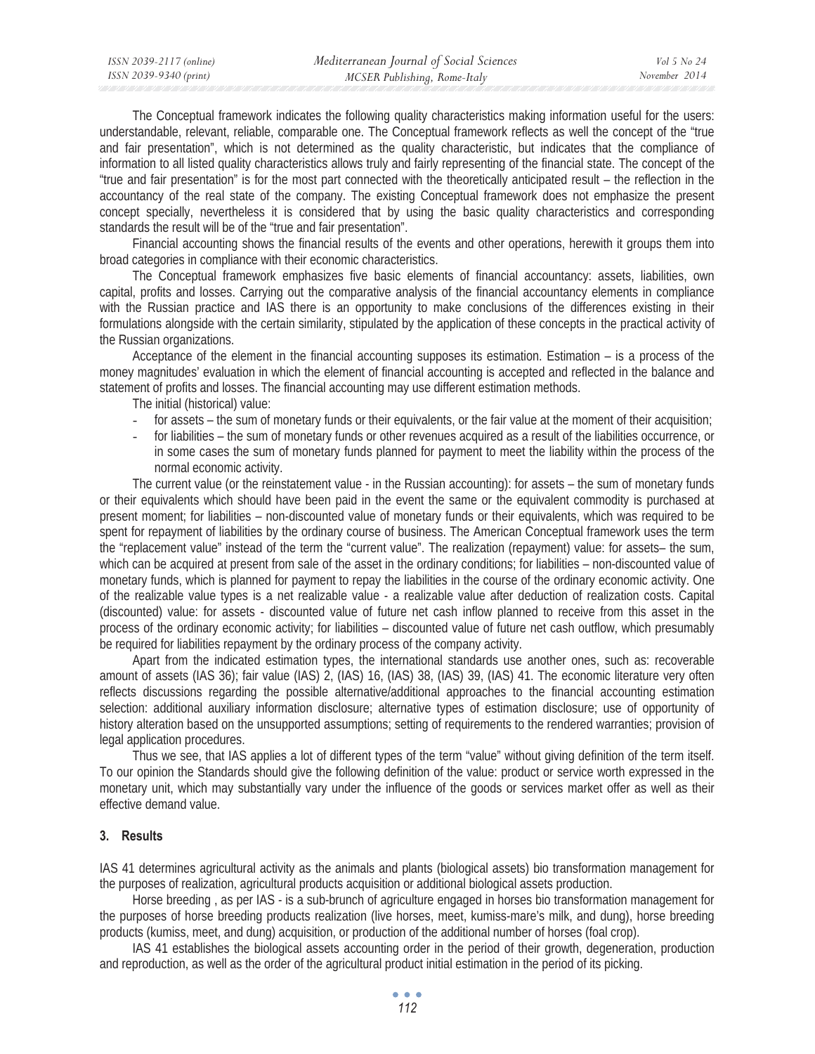The Conceptual framework indicates the following quality characteristics making information useful for the users: understandable, relevant, reliable, comparable one. The Conceptual framework reflects as well the concept of the "true and fair presentation", which is not determined as the quality characteristic, but indicates that the compliance of information to all listed quality characteristics allows truly and fairly representing of the financial state. The concept of the "true and fair presentation" is for the most part connected with the theoretically anticipated result – the reflection in the accountancy of the real state of the company. The existing Conceptual framework does not emphasize the present concept specially, nevertheless it is considered that by using the basic quality characteristics and corresponding standards the result will be of the "true and fair presentation".

Financial accounting shows the financial results of the events and other operations, herewith it groups them into broad categories in compliance with their economic characteristics.

The Conceptual framework emphasizes five basic elements of financial accountancy: assets, liabilities, own capital, profits and losses. Carrying out the comparative analysis of the financial accountancy elements in compliance with the Russian practice and IAS there is an opportunity to make conclusions of the differences existing in their formulations alongside with the certain similarity, stipulated by the application of these concepts in the practical activity of the Russian organizations.

Acceptance of the element in the financial accounting supposes its estimation. Estimation – is a process of the money magnitudes' evaluation in which the element of financial accounting is accepted and reflected in the balance and statement of profits and losses. The financial accounting may use different estimation methods.

The initial (historical) value:

- for assets – the sum of monetary funds or their equivalents, or the fair value at the moment of their acquisition;
- for liabilities – the sum of monetary funds or other revenues acquired as a result of the liabilities occurrence, or in some cases the sum of monetary funds planned for payment to meet the liability within the process of the normal economic activity.

The current value (or the reinstatement value - in the Russian accounting): for assets – the sum of monetary funds or their equivalents which should have been paid in the event the same or the equivalent commodity is purchased at present moment; for liabilities – non-discounted value of monetary funds or their equivalents, which was required to be spent for repayment of liabilities by the ordinary course of business. The American Conceptual framework uses the term the "replacement value" instead of the term the "current value". The realization (repayment) value: for assets– the sum, which can be acquired at present from sale of the asset in the ordinary conditions; for liabilities – non-discounted value of monetary funds, which is planned for payment to repay the liabilities in the course of the ordinary economic activity. One of the realizable value types is a net realizable value - a realizable value after deduction of realization costs. Capital (discounted) value: for assets - discounted value of future net cash inflow planned to receive from this asset in the process of the ordinary economic activity; for liabilities – discounted value of future net cash outflow, which presumably be required for liabilities repayment by the ordinary process of the company activity.

Apart from the indicated estimation types, the international standards use another ones, such as: recoverable amount of assets (IAS 36); fair value (IAS) 2, (IAS) 16, (IAS) 38, (IAS) 39, (IAS) 41. The economic literature very often reflects discussions regarding the possible alternative/additional approaches to the financial accounting estimation selection: additional auxiliary information disclosure; alternative types of estimation disclosure; use of opportunity of history alteration based on the unsupported assumptions; setting of requirements to the rendered warranties; provision of legal application procedures.

Thus we see, that IAS applies a lot of different types of the term "value" without giving definition of the term itself. To our opinion the Standards should give the following definition of the value: product or service worth expressed in the monetary unit, which may substantially vary under the influence of the goods or services market offer as well as their effective demand value.

## 3. Results

IAS 41 determines agricultural activity as the animals and plants (biological assets) bio transformation management for the purposes of realization, agricultural products acquisition or additional biological assets production.

Horse breeding , as per IAS - is a sub-brunch of agriculture engaged in horses bio transformation management for the purposes of horse breeding products realization (live horses, meet, kumiss-mare's milk, and dung), horse breeding products (kumiss, meet, and dung) acquisition, or production of the additional number of horses (foal crop).

IAS 41 establishes the biological assets accounting order in the period of their growth, degeneration, production and reproduction, as well as the order of the agricultural product initial estimation in the period of its picking.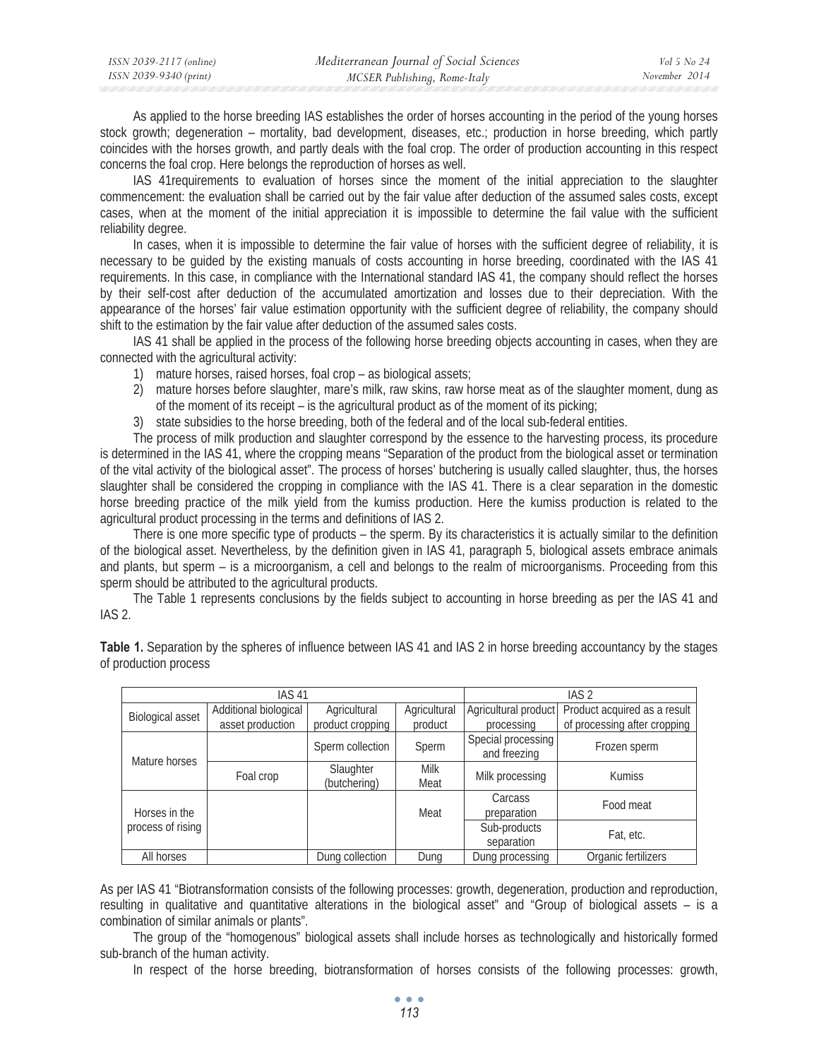As applied to the horse breeding IAS establishes the order of horses accounting in the period of the young horses stock growth; degeneration – mortality, bad development, diseases, etc.; production in horse breeding, which partly coincides with the horses growth, and partly deals with the foal crop. The order of production accounting in this respect concerns the foal crop. Here belongs the reproduction of horses as well.

IAS 41requirements to evaluation of horses since the moment of the initial appreciation to the slaughter commencement: the evaluation shall be carried out by the fair value after deduction of the assumed sales costs, except cases, when at the moment of the initial appreciation it is impossible to determine the fail value with the sufficient reliability degree.

In cases, when it is impossible to determine the fair value of horses with the sufficient degree of reliability, it is necessary to be guided by the existing manuals of costs accounting in horse breeding, coordinated with the IAS 41 requirements. In this case, in compliance with the International standard IAS 41, the company should reflect the horses by their self-cost after deduction of the accumulated amortization and losses due to their depreciation. With the appearance of the horses' fair value estimation opportunity with the sufficient degree of reliability, the company should shift to the estimation by the fair value after deduction of the assumed sales costs.

IAS 41 shall be applied in the process of the following horse breeding objects accounting in cases, when they are connected with the agricultural activity:

1) mature horses, raised horses, foal crop – as biological assets;
2) mature horses before slaughter, mare's milk, raw skins, raw horse meat as of the slaughter moment, dung as of the moment of its receipt – is the agricultural product as of the moment of its picking;
3) state subsidies to the horse breeding, both of the federal and of the local sub-federal entities.

The process of milk production and slaughter correspond by the essence to the harvesting process, its procedure is determined in the IAS 41, where the cropping means "Separation of the product from the biological asset or termination of the vital activity of the biological asset". The process of horses' butchering is usually called slaughter, thus, the horses slaughter shall be considered the cropping in compliance with the IAS 41. There is a clear separation in the domestic horse breeding practice of the milk yield from the kumiss production. Here the kumiss production is related to the agricultural product processing in the terms and definitions of IAS 2.

There is one more specific type of products – the sperm. By its characteristics it is actually similar to the definition of the biological asset. Nevertheless, by the definition given in IAS 41, paragraph 5, biological assets embrace animals and plants, but sperm – is a microorganism, a cell and belongs to the realm of microorganisms. Proceeding from this sperm should be attributed to the agricultural products.

The Table 1 represents conclusions by the fields subject to accounting in horse breeding as per the IAS 41 and IAS 2.

**Table 1.** Separation by the spheres of influence between IAS 41 and IAS 2 in horse breeding accountancy by the stages of production process

| IAS 41 | | | | IAS 2 | |
|---|---|---|---|---|---|
| Biological asset | Additional biological asset production | Agricultural product cropping | Agricultural product | Agricultural product processing | Product acquired as a result of processing after cropping |
| Mature horses | | Sperm collection | Sperm | Special processing and freezing | Frozen sperm |
| | Foal crop | Slaughter (butchering) | Milk<br>Meat | Milk processing | Kumiss |
| Horses in the process of rising | | | Meat | Carcass preparation | Food meat |
| | | | | Sub-products separation | Fat, etc. |
| All horses | | Dung collection | Dung | Dung processing | Organic fertilizers |

As per IAS 41 "Biotransformation consists of the following processes: growth, degeneration, production and reproduction, resulting in qualitative and quantitative alterations in the biological asset" and "Group of biological assets – is a combination of similar animals or plants".

The group of the "homogenous" biological assets shall include horses as technologically and historically formed sub-branch of the human activity.

In respect of the horse breeding, biotransformation of horses consists of the following processes: growth,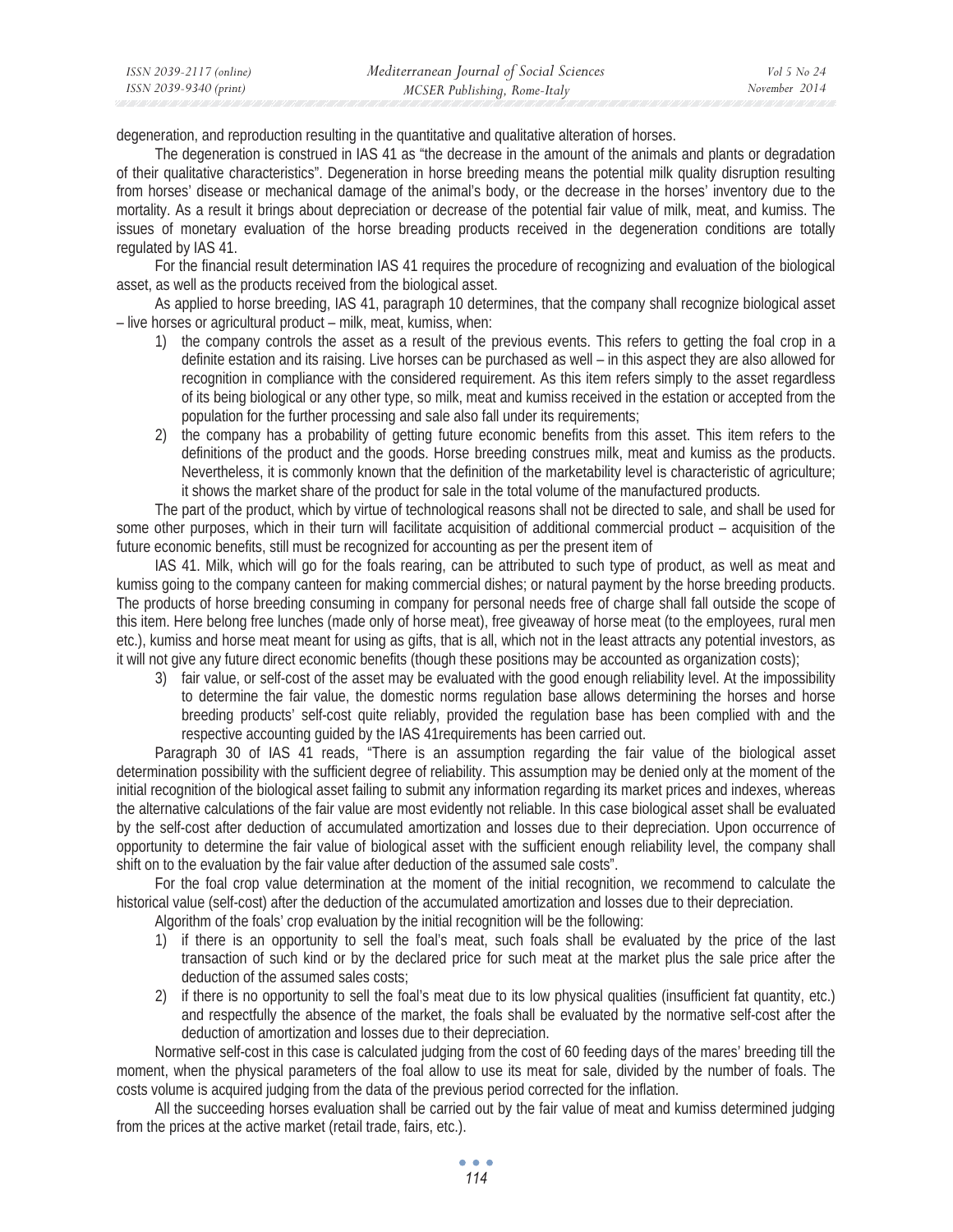degeneration, and reproduction resulting in the quantitative and qualitative alteration of horses.

The degeneration is construed in IAS 41 as "the decrease in the amount of the animals and plants or degradation of their qualitative characteristics". Degeneration in horse breeding means the potential milk quality disruption resulting from horses' disease or mechanical damage of the animal's body, or the decrease in the horses' inventory due to the mortality. As a result it brings about depreciation or decrease of the potential fair value of milk, meat, and kumiss. The issues of monetary evaluation of the horse breading products received in the degeneration conditions are totally regulated by IAS 41.

For the financial result determination IAS 41 requires the procedure of recognizing and evaluation of the biological asset, as well as the products received from the biological asset.

As applied to horse breeding, IAS 41, paragraph 10 determines, that the company shall recognize biological asset – live horses or agricultural product – milk, meat, kumiss, when:

1) the company controls the asset as a result of the previous events. This refers to getting the foal crop in a definite estation and its raising. Live horses can be purchased as well – in this aspect they are also allowed for recognition in compliance with the considered requirement. As this item refers simply to the asset regardless of its being biological or any other type, so milk, meat and kumiss received in the estation or accepted from the population for the further processing and sale also fall under its requirements;
2) the company has a probability of getting future economic benefits from this asset. This item refers to the definitions of the product and the goods. Horse breeding construes milk, meat and kumiss as the products. Nevertheless, it is commonly known that the definition of the marketability level is characteristic of agriculture; it shows the market share of the product for sale in the total volume of the manufactured products.

The part of the product, which by virtue of technological reasons shall not be directed to sale, and shall be used for some other purposes, which in their turn will facilitate acquisition of additional commercial product – acquisition of the future economic benefits, still must be recognized for accounting as per the present item of

IAS 41. Milk, which will go for the foals rearing, can be attributed to such type of product, as well as meat and kumiss going to the company canteen for making commercial dishes; or natural payment by the horse breeding products. The products of horse breeding consuming in company for personal needs free of charge shall fall outside the scope of this item. Here belong free lunches (made only of horse meat), free giveaway of horse meat (to the employees, rural men etc.), kumiss and horse meat meant for using as gifts, that is all, which not in the least attracts any potential investors, as it will not give any future direct economic benefits (though these positions may be accounted as organization costs);

3) fair value, or self-cost of the asset may be evaluated with the good enough reliability level. At the impossibility to determine the fair value, the domestic norms regulation base allows determining the horses and horse breeding products' self-cost quite reliably, provided the regulation base has been complied with and the respective accounting guided by the IAS 41requirements has been carried out.

Paragraph 30 of IAS 41 reads, "There is an assumption regarding the fair value of the biological asset determination possibility with the sufficient degree of reliability. This assumption may be denied only at the moment of the initial recognition of the biological asset failing to submit any information regarding its market prices and indexes, whereas the alternative calculations of the fair value are most evidently not reliable. In this case biological asset shall be evaluated by the self-cost after deduction of accumulated amortization and losses due to their depreciation. Upon occurrence of opportunity to determine the fair value of biological asset with the sufficient enough reliability level, the company shall shift on to the evaluation by the fair value after deduction of the assumed sale costs".

For the foal crop value determination at the moment of the initial recognition, we recommend to calculate the historical value (self-cost) after the deduction of the accumulated amortization and losses due to their depreciation.

Algorithm of the foals' crop evaluation by the initial recognition will be the following:

1) if there is an opportunity to sell the foal's meat, such foals shall be evaluated by the price of the last transaction of such kind or by the declared price for such meat at the market plus the sale price after the deduction of the assumed sales costs;
2) if there is no opportunity to sell the foal's meat due to its low physical qualities (insufficient fat quantity, etc.) and respectfully the absence of the market, the foals shall be evaluated by the normative self-cost after the deduction of amortization and losses due to their depreciation.

Normative self-cost in this case is calculated judging from the cost of 60 feeding days of the mares' breeding till the moment, when the physical parameters of the foal allow to use its meat for sale, divided by the number of foals. The costs volume is acquired judging from the data of the previous period corrected for the inflation.

All the succeeding horses evaluation shall be carried out by the fair value of meat and kumiss determined judging from the prices at the active market (retail trade, fairs, etc.).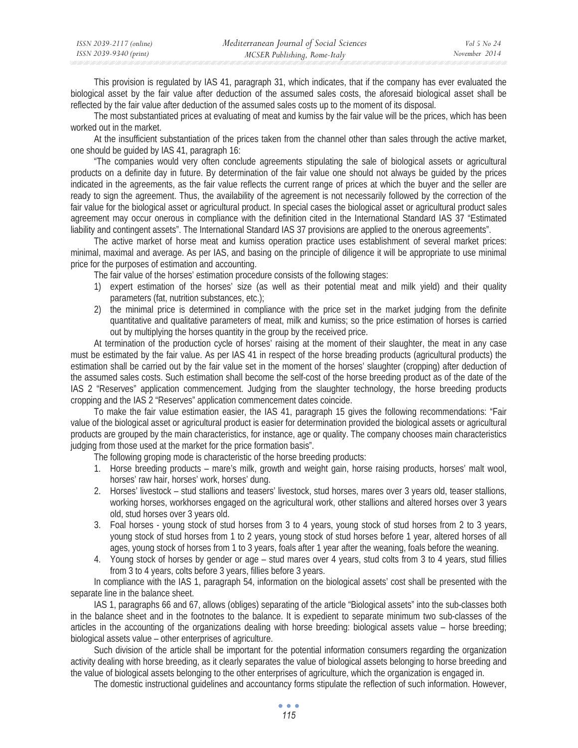This provision is regulated by IAS 41, paragraph 31, which indicates, that if the company has ever evaluated the biological asset by the fair value after deduction of the assumed sales costs, the aforesaid biological asset shall be reflected by the fair value after deduction of the assumed sales costs up to the moment of its disposal.

The most substantiated prices at evaluating of meat and kumiss by the fair value will be the prices, which has been worked out in the market.

At the insufficient substantiation of the prices taken from the channel other than sales through the active market, one should be guided by IAS 41, paragraph 16:

"The companies would very often conclude agreements stipulating the sale of biological assets or agricultural products on a definite day in future. By determination of the fair value one should not always be guided by the prices indicated in the agreements, as the fair value reflects the current range of prices at which the buyer and the seller are ready to sign the agreement. Thus, the availability of the agreement is not necessarily followed by the correction of the fair value for the biological asset or agricultural product. In special cases the biological asset or agricultural product sales agreement may occur onerous in compliance with the definition cited in the International Standard IAS 37 "Estimated liability and contingent assets". The International Standard IAS 37 provisions are applied to the onerous agreements".

The active market of horse meat and kumiss operation practice uses establishment of several market prices: minimal, maximal and average. As per IAS, and basing on the principle of diligence it will be appropriate to use minimal price for the purposes of estimation and accounting.

The fair value of the horses' estimation procedure consists of the following stages:

1) expert estimation of the horses' size (as well as their potential meat and milk yield) and their quality parameters (fat, nutrition substances, etc.);
2) the minimal price is determined in compliance with the price set in the market judging from the definite quantitative and qualitative parameters of meat, milk and kumiss; so the price estimation of horses is carried out by multiplying the horses quantity in the group by the received price.

At termination of the production cycle of horses' raising at the moment of their slaughter, the meat in any case must be estimated by the fair value. As per IAS 41 in respect of the horse breading products (agricultural products) the estimation shall be carried out by the fair value set in the moment of the horses' slaughter (cropping) after deduction of the assumed sales costs. Such estimation shall become the self-cost of the horse breeding product as of the date of the IAS 2 "Reserves" application commencement. Judging from the slaughter technology, the horse breeding products cropping and the IAS 2 "Reserves" application commencement dates coincide.

To make the fair value estimation easier, the IAS 41, paragraph 15 gives the following recommendations: "Fair value of the biological asset or agricultural product is easier for determination provided the biological assets or agricultural products are grouped by the main characteristics, for instance, age or quality. The company chooses main characteristics judging from those used at the market for the price formation basis".

The following groping mode is characteristic of the horse breeding products:

1. Horse breeding products – mare's milk, growth and weight gain, horse raising products, horses' malt wool, horses' raw hair, horses' work, horses' dung.
2. Horses' livestock – stud stallions and teasers' livestock, stud horses, mares over 3 years old, teaser stallions, working horses, workhorses engaged on the agricultural work, other stallions and altered horses over 3 years old, stud horses over 3 years old.
3. Foal horses - young stock of stud horses from 3 to 4 years, young stock of stud horses from 2 to 3 years, young stock of stud horses from 1 to 2 years, young stock of stud horses before 1 year, altered horses of all ages, young stock of horses from 1 to 3 years, foals after 1 year after the weaning, foals before the weaning.
4. Young stock of horses by gender or age – stud mares over 4 years, stud colts from 3 to 4 years, stud fillies from 3 to 4 years, colts before 3 years, fillies before 3 years.

In compliance with the IAS 1, paragraph 54, information on the biological assets' cost shall be presented with the separate line in the balance sheet.

IAS 1, paragraphs 66 and 67, allows (obliges) separating of the article "Biological assets" into the sub-classes both in the balance sheet and in the footnotes to the balance. It is expedient to separate minimum two sub-classes of the articles in the accounting of the organizations dealing with horse breeding: biological assets value – horse breeding; biological assets value – other enterprises of agriculture.

Such division of the article shall be important for the potential information consumers regarding the organization activity dealing with horse breeding, as it clearly separates the value of biological assets belonging to horse breeding and the value of biological assets belonging to the other enterprises of agriculture, which the organization is engaged in.

The domestic instructional guidelines and accountancy forms stipulate the reflection of such information. However,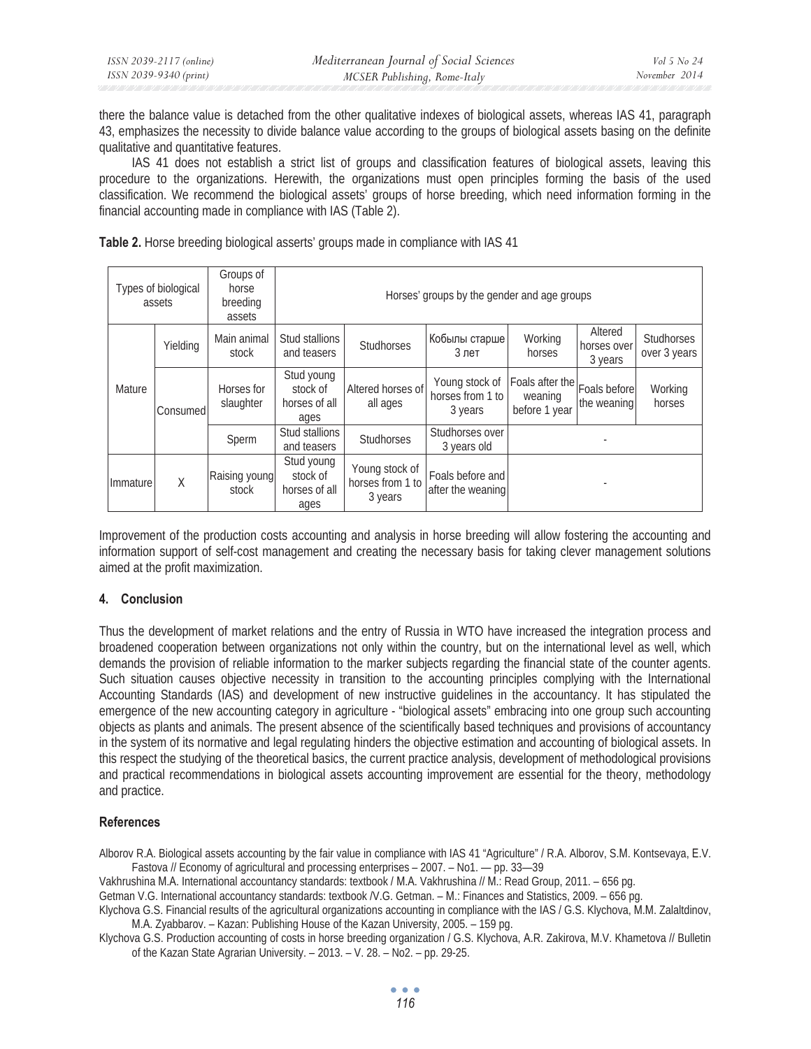there the balance value is detached from the other qualitative indexes of biological assets, whereas IAS 41, paragraph 43, emphasizes the necessity to divide balance value according to the groups of biological assets basing on the definite qualitative and quantitative features.

IAS 41 does not establish a strict list of groups and classification features of biological assets, leaving this procedure to the organizations. Herewith, the organizations must open principles forming the basis of the used classification. We recommend the biological assets' groups of horse breeding, which need information forming in the financial accounting made in compliance with IAS (Table 2).

**Table 2.** Horse breeding biological asserts' groups made in compliance with IAS 41

| Types of biological assets | | Groups of horse breeding assets | Horses' groups by the gender and age groups | | | | | |
|---|---|---|---|---|---|---|---|---|
| Mature | Yielding | Main animal stock | Stud stallions and teasers | Studhorses | Кобылы старше 3 лет | Working horses | Altered horses over 3 years | Studhorses over 3 years |
| | Consumed | Horses for slaughter | Stud young stock of horses of all ages | Altered horses of all ages | Young stock of horses from 1 to 3 years | Foals after the weaning before 1 year | Foals before the weaning | Working horses |
| | | Sperm | Stud stallions and teasers | Studhorses | Studhorses over 3 years old | - | | |
| Immature | X | Raising young stock | Stud young stock of horses of all ages | Young stock of horses from 1 to 3 years | Foals before and after the weaning | - | | |

Improvement of the production costs accounting and analysis in horse breeding will allow fostering the accounting and information support of self-cost management and creating the necessary basis for taking clever management solutions aimed at the profit maximization.

## 4. Conclusion

Thus the development of market relations and the entry of Russia in WTO have increased the integration process and broadened cooperation between organizations not only within the country, but on the international level as well, which demands the provision of reliable information to the marker subjects regarding the financial state of the counter agents. Such situation causes objective necessity in transition to the accounting principles complying with the International Accounting Standards (IAS) and development of new instructive guidelines in the accountancy. It has stipulated the emergence of the new accounting category in agriculture - "biological assets" embracing into one group such accounting objects as plants and animals. The present absence of the scientifically based techniques and provisions of accountancy in the system of its normative and legal regulating hinders the objective estimation and accounting of biological assets. In this respect the studying of the theoretical basics, the current practice analysis, development of methodological provisions and practical recommendations in biological assets accounting improvement are essential for the theory, methodology and practice.

## References

Alborov R.A. Biological assets accounting by the fair value in compliance with IAS 41 "Agriculture" / R.A. Alborov, S.M. Kontsevaya, E.V. Fastova // Economy of agricultural and processing enterprises – 2007. – No1. — pp. 33—39

Vakhrushina M.A. International accountancy standards: textbook / M.A. Vakhrushina // M.: Read Group, 2011. – 656 pg.

Getman V.G. International accountancy standards: textbook /V.G. Getman. – M.: Finances and Statistics, 2009. – 656 pg.

Klychova G.S. Financial results of the agricultural organizations accounting in compliance with the IAS / G.S. Klychova, M.M. Zalaltdinov, M.A. Zyabbarov. – Kazan: Publishing House of the Kazan University, 2005. – 159 pg.

Klychova G.S. Production accounting of costs in horse breeding organization / G.S. Klychova, A.R. Zakirova, M.V. Khametova // Bulletin of the Kazan State Agrarian University. – 2013. – V. 28. – No2. – pp. 29-25.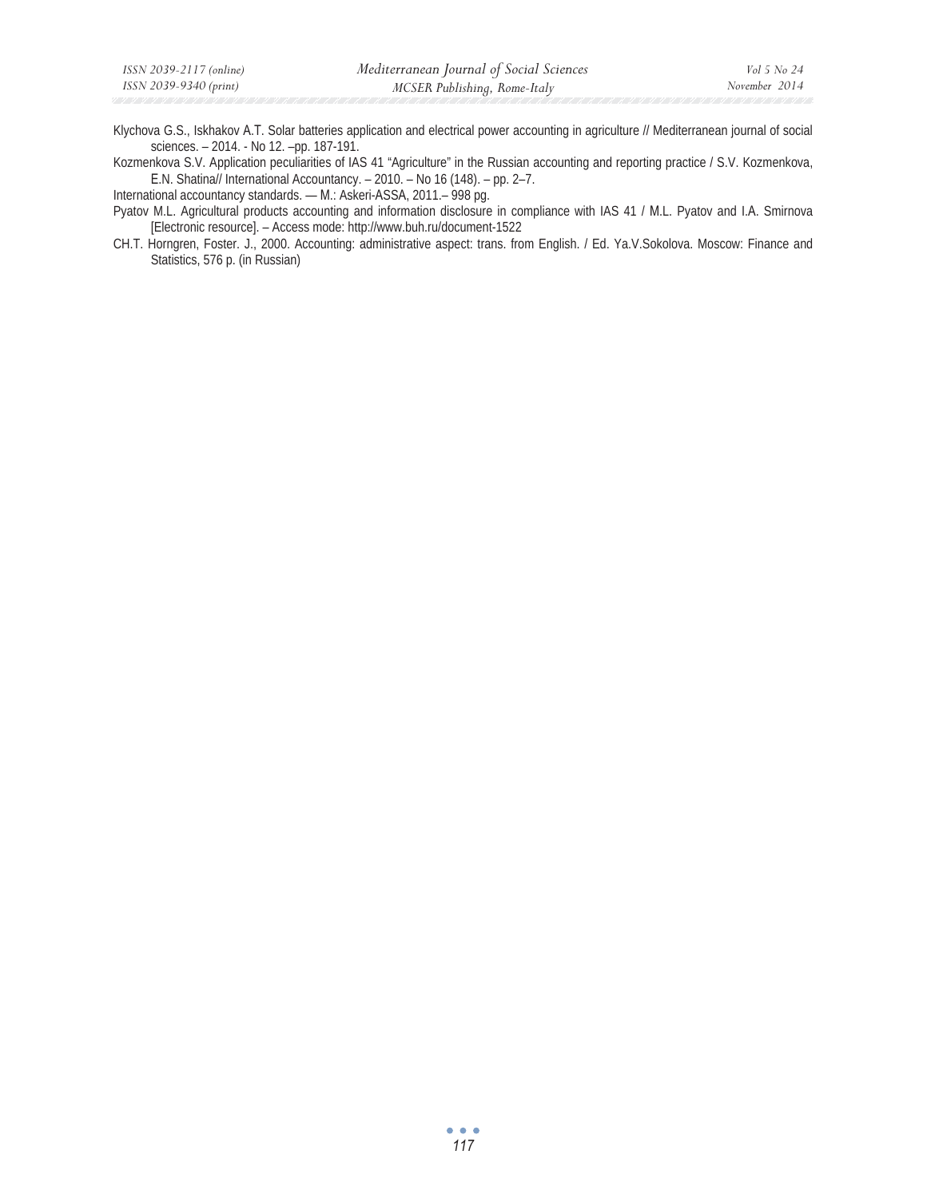Klychova G.S., Iskhakov A.T. Solar batteries application and electrical power accounting in agriculture // Mediterranean journal of social sciences. – 2014. - No 12. –pp. 187-191.

Kozmenkova S.V. Application peculiarities of IAS 41 "Agriculture" in the Russian accounting and reporting practice / S.V. Kozmenkova, E.N. Shatina// International Accountancy. – 2010. – No 16 (148). – pp. 2–7.

International accountancy standards. — M.: Askeri-ASSA, 2011.– 998 pg.

Pyatov M.L. Agricultural products accounting and information disclosure in compliance with IAS 41 / M.L. Pyatov and I.A. Smirnova [Electronic resource]. – Access mode: http://www.buh.ru/document-1522

CH.T. Horngren, Foster. J., 2000. Accounting: administrative aspect: trans. from English. / Ed. Ya.V.Sokolova. Moscow: Finance and Statistics, 576 p. (in Russian)